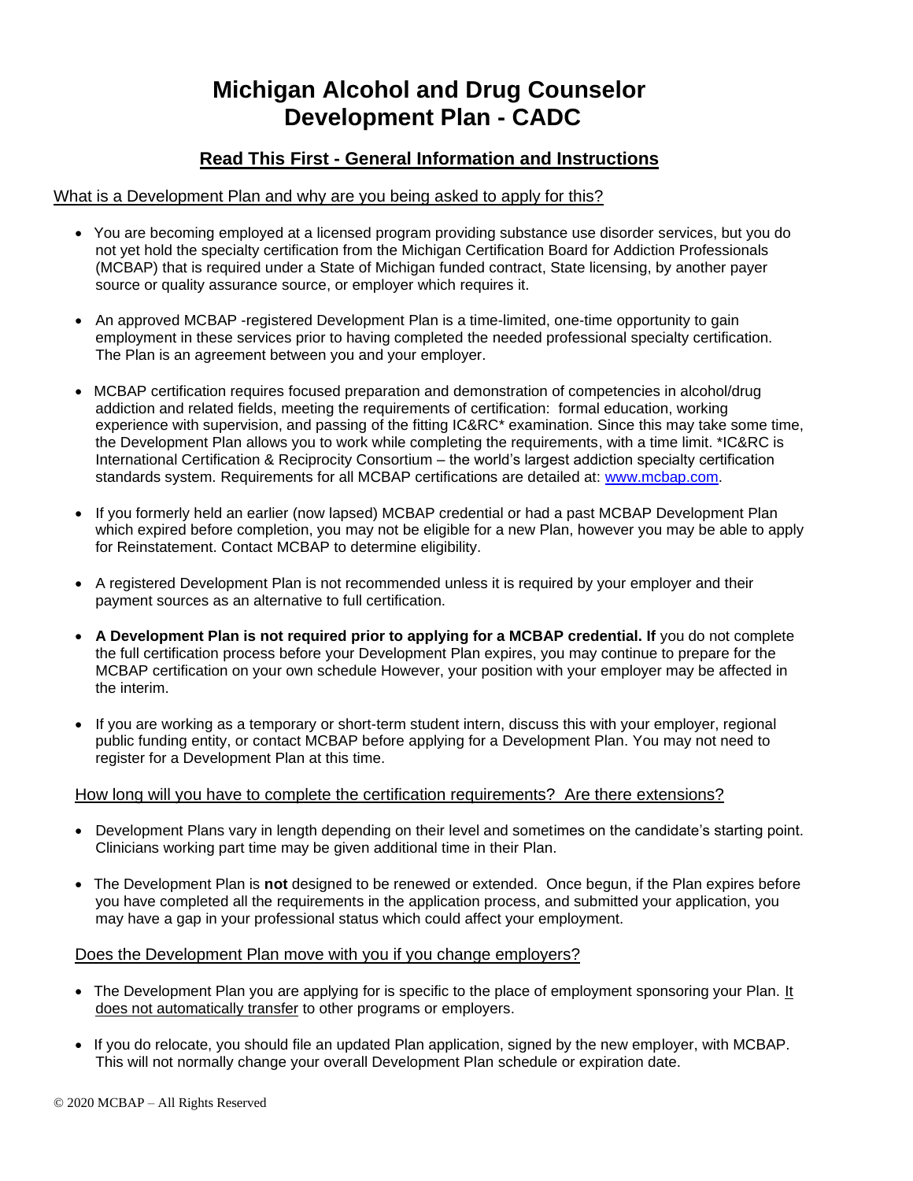# Michigan Alcohol and Drug Counselor Development Plan - CADC

## Read This First - General Information and Instructions

### What is a Development Plan and why are you being asked to apply for this?

- You are becoming employed at a licensed program providing substance use disorder services, but you do not yet hold the specialty certification from the Michigan Certification Board for Addiction Professionals (MCBAP) that is required under a State of Michigan funded contract, State licensing, by another payer source or quality assurance source, or employer which requires it.
- An approved MCBAP -registered Development Plan is a time-limited, one-time opportunity to gain employment in these services prior to having completed the needed professional specialty certification. The Plan is an agreement between you and your employer.
- MCBAP certification requires focused preparation and demonstration of competencies in alcohol/drug addiction and related fields, meeting the requirements of certification: formal education, working experience with supervision, and passing of the fitting IC&RC* examination. Since this may take some time, the Development Plan allows you to work while completing the requirements, with a time limit. *IC&RC is International Certification & Reciprocity Consortium – the world's largest addiction specialty certification standards system. Requirements for all MCBAP certifications are detailed at: www.mcbap.com.
- If you formerly held an earlier (now lapsed) MCBAP credential or had a past MCBAP Development Plan which expired before completion, you may not be eligible for a new Plan, however you may be able to apply for Reinstatement. Contact MCBAP to determine eligibility.
- A registered Development Plan is not recommended unless it is required by your employer and their payment sources as an alternative to full certification.
- **A Development Plan is not required prior to applying for a MCBAP credential. If** you do not complete the full certification process before your Development Plan expires, you may continue to prepare for the MCBAP certification on your own schedule However, your position with your employer may be affected in the interim.
- If you are working as a temporary or short-term student intern, discuss this with your employer, regional public funding entity, or contact MCBAP before applying for a Development Plan. You may not need to register for a Development Plan at this time.

### How long will you have to complete the certification requirements? Are there extensions?

- Development Plans vary in length depending on their level and sometimes on the candidate's starting point. Clinicians working part time may be given additional time in their Plan.
- The Development Plan is **not** designed to be renewed or extended. Once begun, if the Plan expires before you have completed all the requirements in the application process, and submitted your application, you may have a gap in your professional status which could affect your employment.

### Does the Development Plan move with you if you change employers?

- The Development Plan you are applying for is specific to the place of employment sponsoring your Plan. It does not automatically transfer to other programs or employers.
- If you do relocate, you should file an updated Plan application, signed by the new employer, with MCBAP. This will not normally change your overall Development Plan schedule or expiration date.

© 2020 MCBAP – All Rights Reserved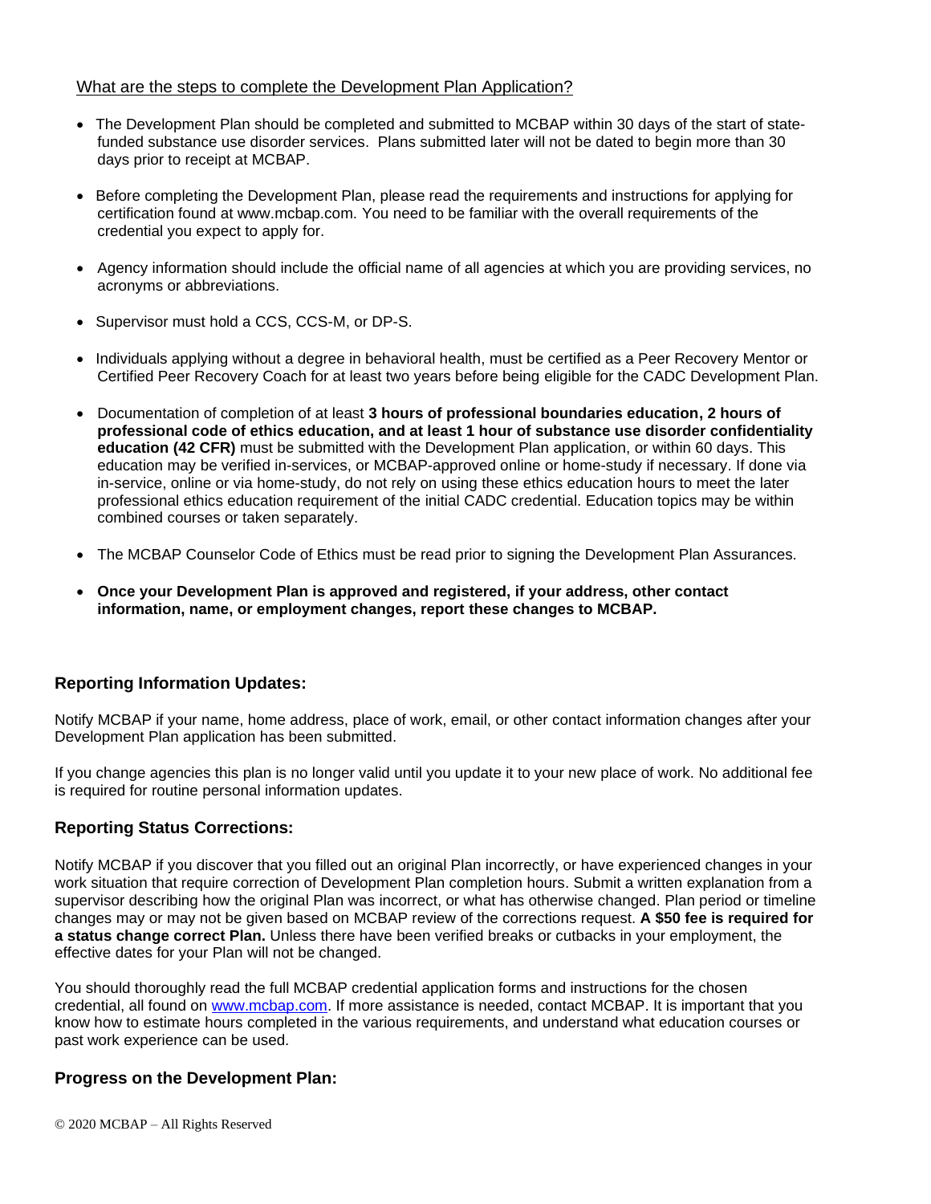What are the steps to complete the Development Plan Application?

- The Development Plan should be completed and submitted to MCBAP within 30 days of the start of state-funded substance use disorder services. Plans submitted later will not be dated to begin more than 30 days prior to receipt at MCBAP.
- Before completing the Development Plan, please read the requirements and instructions for applying for certification found at www.mcbap.com. You need to be familiar with the overall requirements of the credential you expect to apply for.
- Agency information should include the official name of all agencies at which you are providing services, no acronyms or abbreviations.
- Supervisor must hold a CCS, CCS-M, or DP-S.
- Individuals applying without a degree in behavioral health, must be certified as a Peer Recovery Mentor or Certified Peer Recovery Coach for at least two years before being eligible for the CADC Development Plan.
- Documentation of completion of at least **3 hours of professional boundaries education, 2 hours of professional code of ethics education, and at least 1 hour of substance use disorder confidentiality education (42 CFR)** must be submitted with the Development Plan application, or within 60 days. This education may be verified in-services, or MCBAP-approved online or home-study if necessary. If done via in-service, online or via home-study, do not rely on using these ethics education hours to meet the later professional ethics education requirement of the initial CADC credential. Education topics may be within combined courses or taken separately.
- The MCBAP Counselor Code of Ethics must be read prior to signing the Development Plan Assurances.
- **Once your Development Plan is approved and registered, if your address, other contact information, name, or employment changes, report these changes to MCBAP.**

### Reporting Information Updates:

Notify MCBAP if your name, home address, place of work, email, or other contact information changes after your Development Plan application has been submitted.

If you change agencies this plan is no longer valid until you update it to your new place of work. No additional fee is required for routine personal information updates.

### Reporting Status Corrections:

Notify MCBAP if you discover that you filled out an original Plan incorrectly, or have experienced changes in your work situation that require correction of Development Plan completion hours. Submit a written explanation from a supervisor describing how the original Plan was incorrect, or what has otherwise changed. Plan period or timeline changes may or may not be given based on MCBAP review of the corrections request. **A $50 fee is required for a status change correct Plan.** Unless there have been verified breaks or cutbacks in your employment, the effective dates for your Plan will not be changed.

You should thoroughly read the full MCBAP credential application forms and instructions for the chosen credential, all found on www.mcbap.com. If more assistance is needed, contact MCBAP. It is important that you know how to estimate hours completed in the various requirements, and understand what education courses or past work experience can be used.

### Progress on the Development Plan: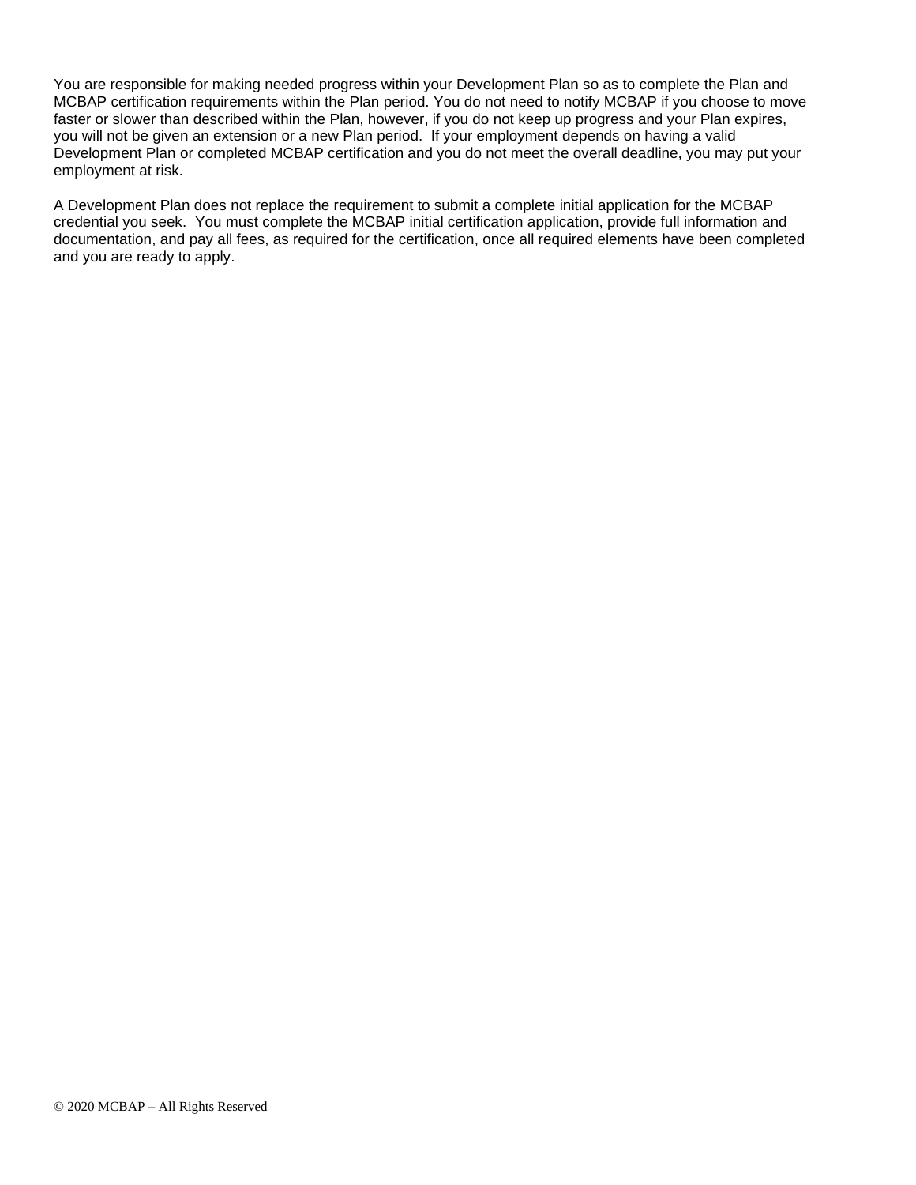You are responsible for making needed progress within your Development Plan so as to complete the Plan and MCBAP certification requirements within the Plan period. You do not need to notify MCBAP if you choose to move faster or slower than described within the Plan, however, if you do not keep up progress and your Plan expires, you will not be given an extension or a new Plan period. If your employment depends on having a valid Development Plan or completed MCBAP certification and you do not meet the overall deadline, you may put your employment at risk.

A Development Plan does not replace the requirement to submit a complete initial application for the MCBAP credential you seek. You must complete the MCBAP initial certification application, provide full information and documentation, and pay all fees, as required for the certification, once all required elements have been completed and you are ready to apply.

© 2020 MCBAP – All Rights Reserved